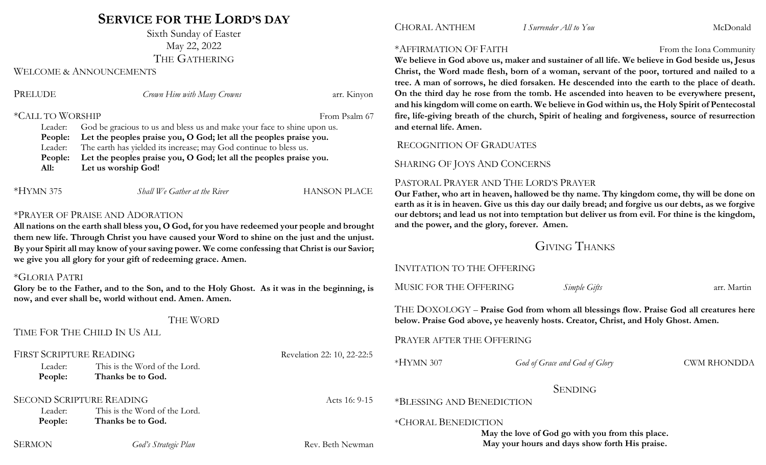# Service for the Lord's Day

Sixth Sunday of Easter

May 22, 2022

## The Gathering

WELCOME & ANNOUNCEMENTS

PRELUDE — *Crown Him with Many Crowns* — arr. Kinyon

*CALL TO WORSHIP — From Psalm 67

Leader: God be gracious to us and bless us and make your face to shine upon us.
**People: Let the peoples praise you, O God; let all the peoples praise you.**
Leader: The earth has yielded its increase; may God continue to bless us.
**People: Let the peoples praise you, O God; let all the peoples praise you.**
**All: Let us worship God!**

*HYMN 375 — *Shall We Gather at the River* — HANSON PLACE

*PRAYER OF PRAISE AND ADORATION

**All nations on the earth shall bless you, O God, for you have redeemed your people and brought them new life. Through Christ you have caused your Word to shine on the just and the unjust. By your Spirit all may know of your saving power. We come confessing that Christ is our Savior; we give you all glory for your gift of redeeming grace. Amen.**

*GLORIA PATRI

**Glory be to the Father, and to the Son, and to the Holy Ghost. As it was in the beginning, is now, and ever shall be, world without end. Amen. Amen.**

## The Word

TIME FOR THE CHILD IN US ALL

FIRST SCRIPTURE READING — Revelation 22: 10, 22-22:5

Leader: This is the Word of the Lord.
**People: Thanks be to God.**

SECOND SCRIPTURE READING — Acts 16: 9-15

Leader: This is the Word of the Lord.
**People: Thanks be to God.**

SERMON — *God's Strategic Plan* — Rev. Beth Newman

CHORAL ANTHEM — *I Surrender All to You* — McDonald

*AFFIRMATION OF FAITH — From the Iona Community

**We believe in God above us, maker and sustainer of all life. We believe in God beside us, Jesus Christ, the Word made flesh, born of a woman, servant of the poor, tortured and nailed to a tree. A man of sorrows, he died forsaken. He descended into the earth to the place of death. On the third day he rose from the tomb. He ascended into heaven to be everywhere present, and his kingdom will come on earth. We believe in God within us, the Holy Spirit of Pentecostal fire, life-giving breath of the church, Spirit of healing and forgiveness, source of resurrection and eternal life. Amen.**

RECOGNITION OF GRADUATES

SHARING OF JOYS AND CONCERNS

PASTORAL PRAYER AND THE LORD'S PRAYER

**Our Father, who art in heaven, hallowed be thy name. Thy kingdom come, thy will be done on earth as it is in heaven. Give us this day our daily bread; and forgive us our debts, as we forgive our debtors; and lead us not into temptation but deliver us from evil. For thine is the kingdom, and the power, and the glory, forever. Amen.**

## Giving Thanks

INVITATION TO THE OFFERING

MUSIC FOR THE OFFERING — *Simple Gifts* — arr. Martin

THE DOXOLOGY – **Praise God from whom all blessings flow. Praise God all creatures here below. Praise God above, ye heavenly hosts. Creator, Christ, and Holy Ghost. Amen.**

PRAYER AFTER THE OFFERING

*HYMN 307 — *God of Grace and God of Glory* — CWM RHONDDA

## Sending

*BLESSING AND BENEDICTION

*CHORAL BENEDICTION

**May the love of God go with you from this place.**
**May your hours and days show forth His praise.**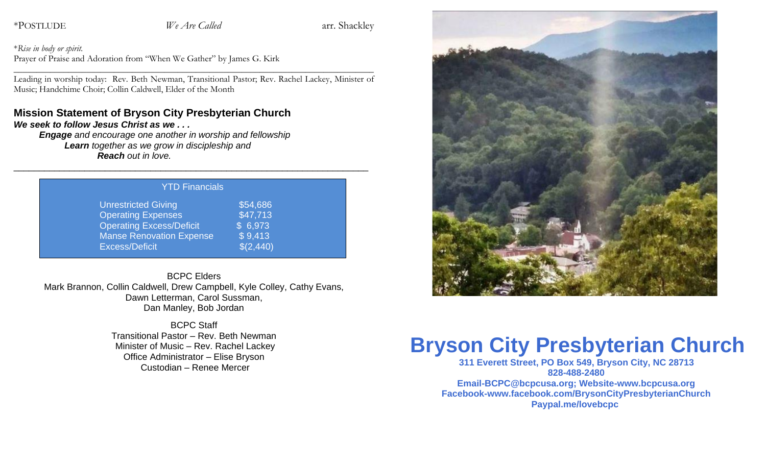*POSTLUDE *We Are Called* arr. Shackley

**Rise in body or spirit.*
Prayer of Praise and Adoration from "When We Gather" by James G. Kirk

---

Leading in worship today: Rev. Beth Newman, Transitional Pastor; Rev. Rachel Lackey, Minister of Music; Handchime Choir; Collin Caldwell, Elder of the Month

## Mission Statement of Bryson City Presbyterian Church

***We seek to follow Jesus Christ as we . . .***

***Engage** and encourage one another in worship and fellowship*
***Learn** together as we grow in discipleship and*
***Reach** out in love.*

---

| YTD Financials | |
|---|---|
| Unrestricted Giving | $54,686 |
| Operating Expenses | $47,713 |
| Operating Excess/Deficit | $ 6,973 |
| Manse Renovation Expense | $ 9,413 |
| Excess/Deficit | $(2,440) |

BCPC Elders
Mark Brannon, Collin Caldwell, Drew Campbell, Kyle Colley, Cathy Evans, Dawn Letterman, Carol Sussman, Dan Manley, Bob Jordan

BCPC Staff
Transitional Pastor – Rev. Beth Newman
Minister of Music – Rev. Rachel Lackey
Office Administrator – Elise Bryson
Custodian – Renee Mercer

# Bryson City Presbyterian Church

**311 Everett Street, PO Box 549, Bryson City, NC 28713**
**828-488-2480**
**Email-BCPC@bcpcusa.org; Website-www.bcpcusa.org**
**Facebook-www.facebook.com/BrysonCityPresbyterianChurch**
**Paypal.me/lovebcpc**